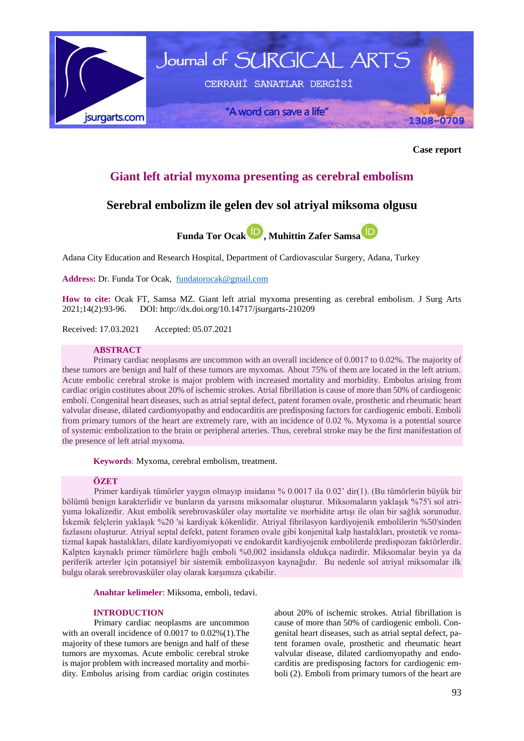Case report

# Giant left atrial myxoma presenting as cerebral embolism

# Serebral embolizm ile gelen dev sol atriyal miksoma olgusu

**Funda Tor Ocak, Muhittin Zafer Samsa**

Adana City Education and Research Hospital, Department of Cardiovascular Surgery, Adana, Turkey

**Address:** Dr. Funda Tor Ocak, fundatorocak@gmail.com

**How to cite:** Ocak FT, Samsa MZ. Giant left atrial myxoma presenting as cerebral embolism. J Surg Arts 2021;14(2):93-96. DOI: http://dx.doi.org/10.14717/jsurgarts-210209

Received: 17.03.2021 Accepted: 05.07.2021

## ABSTRACT

Primary cardiac neoplasms are uncommon with an overall incidence of 0.0017 to 0.02%. The majority of these tumors are benign and half of these tumors are myxomas. About 75% of them are located in the left atrium. Acute embolic cerebral stroke is major problem with increased mortality and morbidity. Embolus arising from cardiac origin costitutes about 20% of ischemic strokes. Atrial fibrillation is cause of more than 50% of cardiogenic emboli. Congenital heart diseases, such as atrial septal defect, patent foramen ovale, prosthetic and rheumatic heart valvular disease, dilated cardiomyopathy and endocarditis are predisposing factors for cardiogenic emboli. Emboli from primary tumors of the heart are extremely rare, with an incidence of 0.02 %. Myxoma is a potential source of systemic embolization to the brain or peripheral arteries. Thus, cerebral stroke may be the first manifestation of the presence of left atrial myxoma.

**Keywords**: Myxoma, cerebral embolism, treatment.

## ÖZET

Primer kardiyak tümörler yaygın olmayıp insidansı % 0.0017 ila 0.02' dir(1). (Bu tümörlerin büyük bir bölümü benign karakterlidir ve bunların da yarısını miksomalar oluşturur. Miksomaların yaklaşık %75'i sol atriyuma lokalizedir. Akut embolik serebrovasküler olay mortalite ve morbidite artışı ile olan bir sağlık sorunudur. İskemik felçlerin yaklaşık %20 'si kardiyak kökenlidir. Atriyal fibrilasyon kardiyojenik embolilerin %50'sinden fazlasını oluşturur. Atriyal septal defekt, patent foramen ovale gibi konjenital kalp hastalıkları, prostetik ve romatizmal kapak hastalıkları, dilate kardiyomiyopati ve endokardit kardiyojenik embolilerde predispozan faktörlerdir. Kalpten kaynaklı primer tümörlere bağlı emboli %0,002 insidansla oldukça nadirdir. Miksomalar beyin ya da periferik arterler için potansiyel bir sistemik embolizasyon kaynağıdır. Bu nedenle sol atriyal miksomalar ilk bulgu olarak serebrovasküler olay olarak karşımıza çıkabilir.

**Anahtar kelimeler**: Miksoma, emboli, tedavi.

## INTRODUCTION

Primary cardiac neoplasms are uncommon with an overall incidence of 0.0017 to 0.02%(1).The majority of these tumors are benign and half of these tumors are myxomas. Acute embolic cerebral stroke is major problem with increased mortality and morbidity. Embolus arising from cardiac origin costitutes about 20% of ischemic strokes. Atrial fibrillation is cause of more than 50% of cardiogenic emboli. Congenital heart diseases, such as atrial septal defect, patent foramen ovale, prosthetic and rheumatic heart valvular disease, dilated cardiomyopathy and endocarditis are predisposing factors for cardiogenic emboli (2). Emboli from primary tumors of the heart are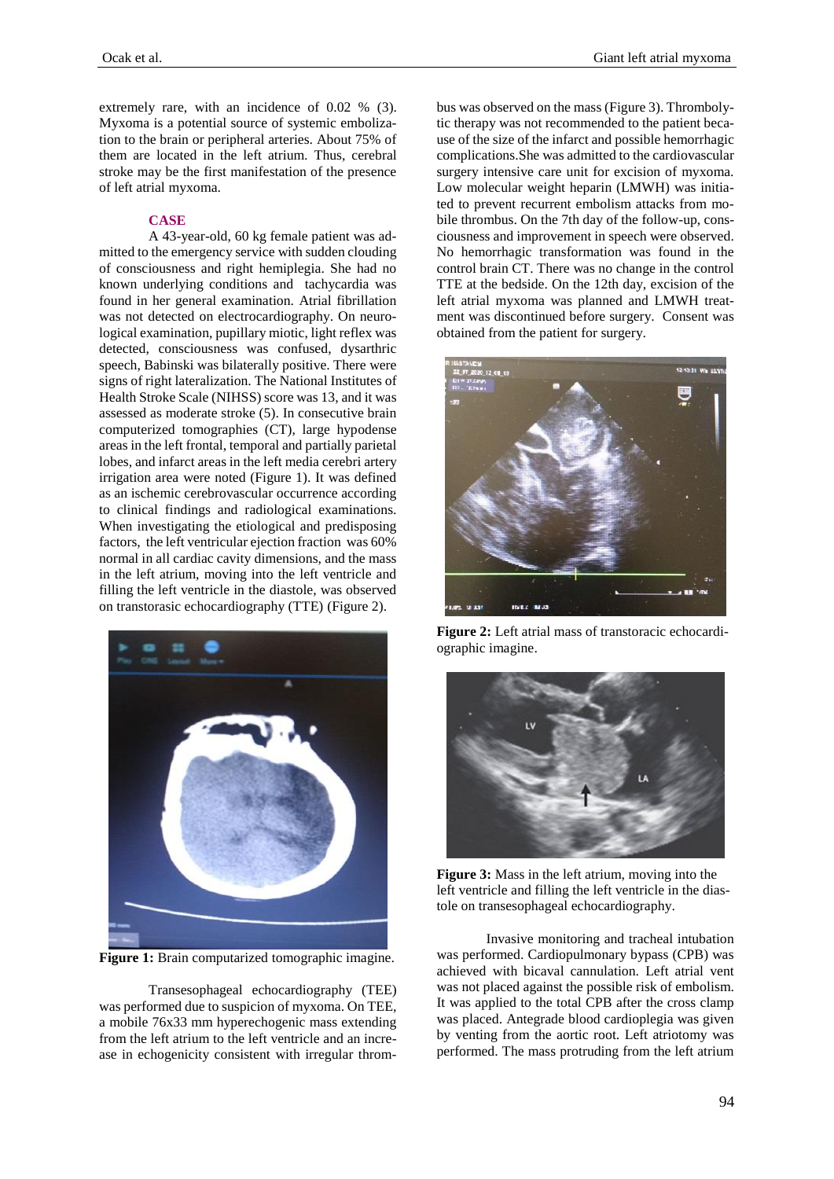extremely rare, with an incidence of 0.02 % (3). Myxoma is a potential source of systemic embolization to the brain or peripheral arteries. About 75% of them are located in the left atrium. Thus, cerebral stroke may be the first manifestation of the presence of left atrial myxoma.

## CASE

A 43-year-old, 60 kg female patient was admitted to the emergency service with sudden clouding of consciousness and right hemiplegia. She had no known underlying conditions and tachycardia was found in her general examination. Atrial fibrillation was not detected on electrocardiography. On neurological examination, pupillary miotic, light reflex was detected, consciousness was confused, dysarthric speech, Babinski was bilaterally positive. There were signs of right lateralization. The National Institutes of Health Stroke Scale (NIHSS) score was 13, and it was assessed as moderate stroke (5). In consecutive brain computerized tomographies (CT), large hypodense areas in the left frontal, temporal and partially parietal lobes, and infarct areas in the left media cerebri artery irrigation area were noted (Figure 1). It was defined as an ischemic cerebrovascular occurrence according to clinical findings and radiological examinations. When investigating the etiological and predisposing factors, the left ventricular ejection fraction was 60% normal in all cardiac cavity dimensions, and the mass in the left atrium, moving into the left ventricle and filling the left ventricle in the diastole, was observed on transtorasic echocardiography (TTE) (Figure 2).

**Figure 1:** Brain computarized tomographic imagine.

Transesophageal echocardiography (TEE) was performed due to suspicion of myxoma. On TEE, a mobile 76x33 mm hyperechogenic mass extending from the left atrium to the left ventricle and an increase in echogenicity consistent with irregular thrombus was observed on the mass (Figure 3). Thrombolytic therapy was not recommended to the patient because of the size of the infarct and possible hemorrhagic complications.She was admitted to the cardiovascular surgery intensive care unit for excision of myxoma. Low molecular weight heparin (LMWH) was initiated to prevent recurrent embolism attacks from mobile thrombus. On the 7th day of the follow-up, consciousness and improvement in speech were observed. No hemorrhagic transformation was found in the control brain CT. There was no change in the control TTE at the bedside. On the 12th day, excision of the left atrial myxoma was planned and LMWH treatment was discontinued before surgery. Consent was obtained from the patient for surgery.

**Figure 2:** Left atrial mass of transtoracic echocardiographic imagine.

**Figure 3:** Mass in the left atrium, moving into the left ventricle and filling the left ventricle in the diastole on transesophageal echocardiography.

Invasive monitoring and tracheal intubation was performed. Cardiopulmonary bypass (CPB) was achieved with bicaval cannulation. Left atrial vent was not placed against the possible risk of embolism. It was applied to the total CPB after the cross clamp was placed. Antegrade blood cardioplegia was given by venting from the aortic root. Left atriotomy was performed. The mass protruding from the left atrium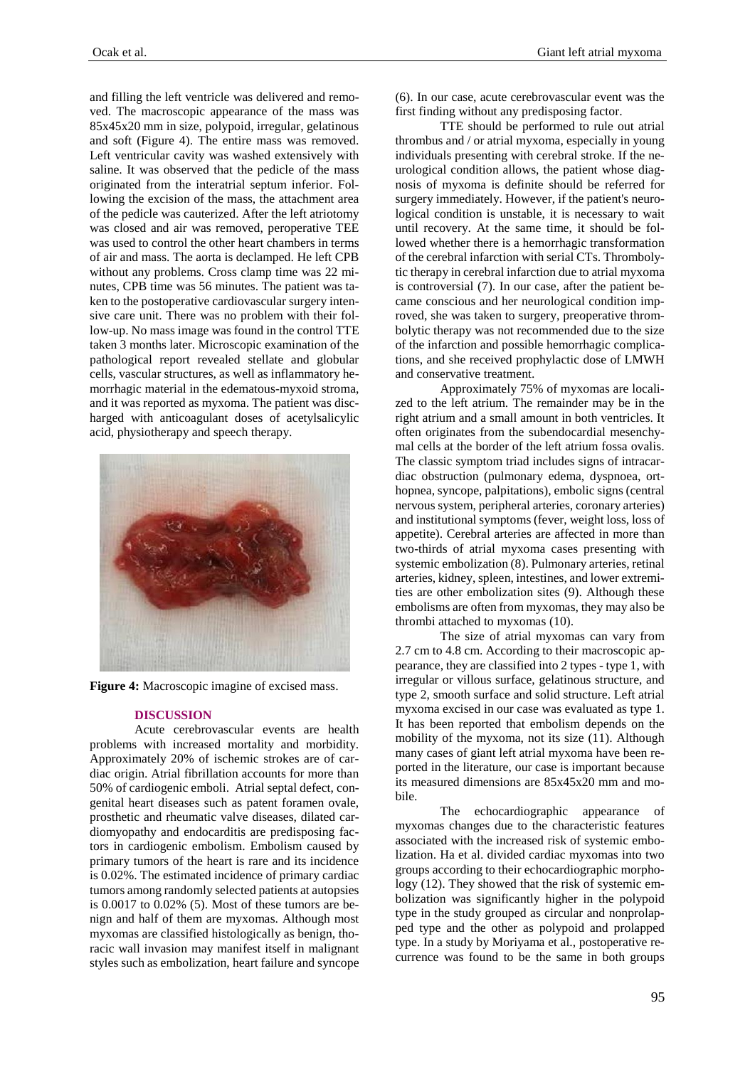and filling the left ventricle was delivered and removed. The macroscopic appearance of the mass was 85x45x20 mm in size, polypoid, irregular, gelatinous and soft (Figure 4). The entire mass was removed. Left ventricular cavity was washed extensively with saline. It was observed that the pedicle of the mass originated from the interatrial septum inferior. Following the excision of the mass, the attachment area of the pedicle was cauterized. After the left atriotomy was closed and air was removed, peroperative TEE was used to control the other heart chambers in terms of air and mass. The aorta is declamped. He left CPB without any problems. Cross clamp time was 22 minutes, CPB time was 56 minutes. The patient was taken to the postoperative cardiovascular surgery intensive care unit. There was no problem with their follow-up. No mass image was found in the control TTE taken 3 months later. Microscopic examination of the pathological report revealed stellate and globular cells, vascular structures, as well as inflammatory hemorrhagic material in the edematous-myxoid stroma, and it was reported as myxoma. The patient was discharged with anticoagulant doses of acetylsalicylic acid, physiotherapy and speech therapy.

**Figure 4:** Macroscopic imagine of excised mass.

## DISCUSSION

Acute cerebrovascular events are health problems with increased mortality and morbidity. Approximately 20% of ischemic strokes are of cardiac origin. Atrial fibrillation accounts for more than 50% of cardiogenic emboli. Atrial septal defect, congenital heart diseases such as patent foramen ovale, prosthetic and rheumatic valve diseases, dilated cardiomyopathy and endocarditis are predisposing factors in cardiogenic embolism. Embolism caused by primary tumors of the heart is rare and its incidence is 0.02%. The estimated incidence of primary cardiac tumors among randomly selected patients at autopsies is 0.0017 to 0.02% (5). Most of these tumors are benign and half of them are myxomas. Although most myxomas are classified histologically as benign, thoracic wall invasion may manifest itself in malignant styles such as embolization, heart failure and syncope (6). In our case, acute cerebrovascular event was the first finding without any predisposing factor.

TTE should be performed to rule out atrial thrombus and / or atrial myxoma, especially in young individuals presenting with cerebral stroke. If the neurological condition allows, the patient whose diagnosis of myxoma is definite should be referred for surgery immediately. However, if the patient's neurological condition is unstable, it is necessary to wait until recovery. At the same time, it should be followed whether there is a hemorrhagic transformation of the cerebral infarction with serial CTs. Thrombolytic therapy in cerebral infarction due to atrial myxoma is controversial (7). In our case, after the patient became conscious and her neurological condition improved, she was taken to surgery, preoperative thrombolytic therapy was not recommended due to the size of the infarction and possible hemorrhagic complications, and she received prophylactic dose of LMWH and conservative treatment.

Approximately 75% of myxomas are localized to the left atrium. The remainder may be in the right atrium and a small amount in both ventricles. It often originates from the subendocardial mesenchymal cells at the border of the left atrium fossa ovalis. The classic symptom triad includes signs of intracardiac obstruction (pulmonary edema, dyspnoea, orthopnea, syncope, palpitations), embolic signs (central nervous system, peripheral arteries, coronary arteries) and institutional symptoms (fever, weight loss, loss of appetite). Cerebral arteries are affected in more than two-thirds of atrial myxoma cases presenting with systemic embolization (8). Pulmonary arteries, retinal arteries, kidney, spleen, intestines, and lower extremities are other embolization sites (9). Although these embolisms are often from myxomas, they may also be thrombi attached to myxomas (10).

The size of atrial myxomas can vary from 2.7 cm to 4.8 cm. According to their macroscopic appearance, they are classified into 2 types - type 1, with irregular or villous surface, gelatinous structure, and type 2, smooth surface and solid structure. Left atrial myxoma excised in our case was evaluated as type 1. It has been reported that embolism depends on the mobility of the myxoma, not its size (11). Although many cases of giant left atrial myxoma have been reported in the literature, our case is important because its measured dimensions are 85x45x20 mm and mobile.

The echocardiographic appearance of myxomas changes due to the characteristic features associated with the increased risk of systemic embolization. Ha et al. divided cardiac myxomas into two groups according to their echocardiographic morphology (12). They showed that the risk of systemic embolization was significantly higher in the polypoid type in the study grouped as circular and nonprolapped type and the other as polypoid and prolapped type. In a study by Moriyama et al., postoperative recurrence was found to be the same in both groups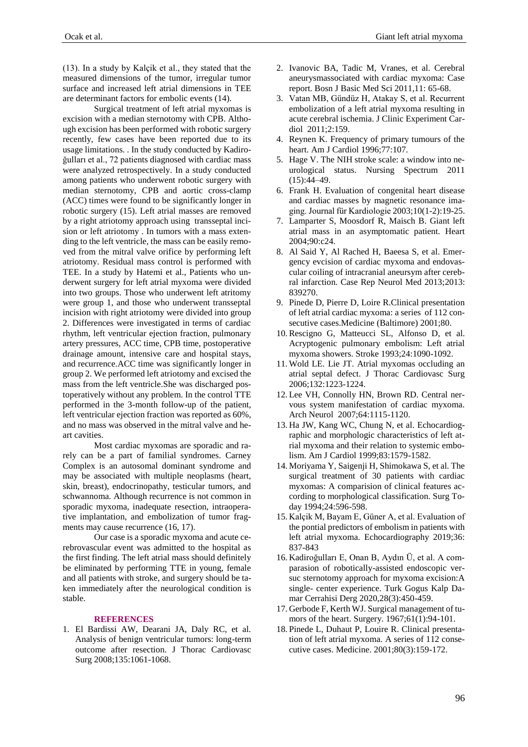(13). In a study by Kalçik et al., they stated that the measured dimensions of the tumor, irregular tumor surface and increased left atrial dimensions in TEE are determinant factors for embolic events (14).

Surgical treatment of left atrial myxomas is excision with a median sternotomy with CPB. Although excision has been performed with robotic surgery recently, few cases have been reported due to its usage limitations. . In the study conducted by Kadiroğulları et al., 72 patients diagnosed with cardiac mass were analyzed retrospectively. In a study conducted among patients who underwent robotic surgery with median sternotomy, CPB and aortic cross-clamp (ACC) times were found to be significantly longer in robotic surgery (15). Left atrial masses are removed by a right atriotomy approach using transseptal incision or left atriotomy . In tumors with a mass extending to the left ventricle, the mass can be easily removed from the mitral valve orifice by performing left atriotomy. Residual mass control is performed with TEE. In a study by Hatemi et al., Patients who underwent surgery for left atrial myxoma were divided into two groups. Those who underwent left atritomy were group 1, and those who underwent transseptal incision with right atriotomy were divided into group 2. Differences were investigated in terms of cardiac rhythm, left ventricular ejection fraction, pulmonary artery pressures, ACC time, CPB time, postoperative drainage amount, intensive care and hospital stays, and recurrence.ACC time was significantly longer in group 2. We performed left atriotomy and excised the mass from the left ventricle.She was discharged postoperatively without any problem. In the control TTE performed in the 3-month follow-up of the patient, left ventricular ejection fraction was reported as 60%, and no mass was observed in the mitral valve and heart cavities.

Most cardiac myxomas are sporadic and rarely can be a part of familial syndromes. Carney Complex is an autosomal dominant syndrome and may be associated with multiple neoplasms (heart, skin, breast), endocrinopathy, testicular tumors, and schwannoma. Although recurrence is not common in sporadic myxoma, inadequate resection, intraoperative implantation, and embolization of tumor fragments may cause recurrence (16, 17).

Our case is a sporadic myxoma and acute cerebrovascular event was admitted to the hospital as the first finding. The left atrial mass should definitely be eliminated by performing TTE in young, female and all patients with stroke, and surgery should be taken immediately after the neurological condition is stable.

## REFERENCES

1. El Bardissi AW, Dearani JA, Daly RC, et al. Analysis of benign ventricular tumors: long-term outcome after resection. J Thorac Cardiovasc Surg 2008;135:1061-1068.
2. Ivanovic BA, Tadic M, Vranes, et al. Cerebral aneurysmassociated with cardiac myxoma: Case report. Bosn J Basic Med Sci 2011,11: 65-68.
3. Vatan MB, Gündüz H, Atakay S, et al. Recurrent embolization of a left atrial myxoma resulting in acute cerebral ischemia. J Clinic Experiment Cardiol 2011;2:159.
4. Reynen K. Frequency of primary tumours of the heart. Am J Cardiol 1996;77:107.
5. Hage V. The NIH stroke scale: a window into neurological status. Nursing Spectrum 2011 (15):44–49.
6. Frank H. Evaluation of congenital heart disease and cardiac masses by magnetic resonance imaging. Journal für Kardiologie 2003;10(1-2):19-25.
7. Lamparter S, Moosdorf R, Maisch B. Giant left atrial mass in an asymptomatic patient. Heart 2004;90:c24.
8. Al Said Y, Al Rached H, Baeesa S, et al. Emergency evcision of cardiac myxoma and endovascular coiling of intracranial aneursym after cerebral infarction. Case Rep Neurol Med 2013;2013: 839270.
9. Pinede D, Pierre D, Loire R.Clinical presentation of left atrial cardiac myxoma: a series of 112 consecutive cases.Medicine (Baltimore) 2001;80.
10. Rescigno G, Matteucci SL, Alfonso D, et al. Acryptogenic pulmonary embolism: Left atrial myxoma showers. Stroke 1993;24:1090-1092.
11. Wold LE. Lie JT. Atrial myxomas occluding an atrial septal defect. J Thorac Cardiovasc Surg 2006;132:1223-1224.
12. Lee VH, Connolly HN, Brown RD. Central nervous system manifestation of cardiac myxoma. Arch Neurol 2007;64:1115-1120.
13. Ha JW, Kang WC, Chung N, et al. Echocardiographic and morphologic characteristics of left atrial myxoma and their relation to systemic embolism. Am J Cardiol 1999;83:1579-1582.
14. Moriyama Y, Saigenji H, Shimokawa S, et al. The surgical treatment of 30 patients with cardiac myxomas: A comparision of clinical features according to morphological classification. Surg Today 1994;24:596-598.
15. Kalçik M, Bayam E, Güner A, et al. Evaluation of the pontial predictors of embolism in patients with left atrial myxoma. Echocardiography 2019;36: 837-843
16. Kadiroğulları E, Onan B, Aydın Ü, et al. A comparasion of robotically-assisted endoscopic versuc sternotomy approach for myxoma excision:A single- center experience. Turk Gogus Kalp Damar Cerrahisi Derg 2020,28(3):450-459.
17. Gerbode F, Kerth WJ. Surgical management of tumors of the heart. Surgery. 1967;61(1):94-101.
18. Pinede L, Duhaut P, Louire R. Clinical presentation of left atrial myxoma. A series of 112 consecutive cases. Medicine. 2001;80(3):159-172.